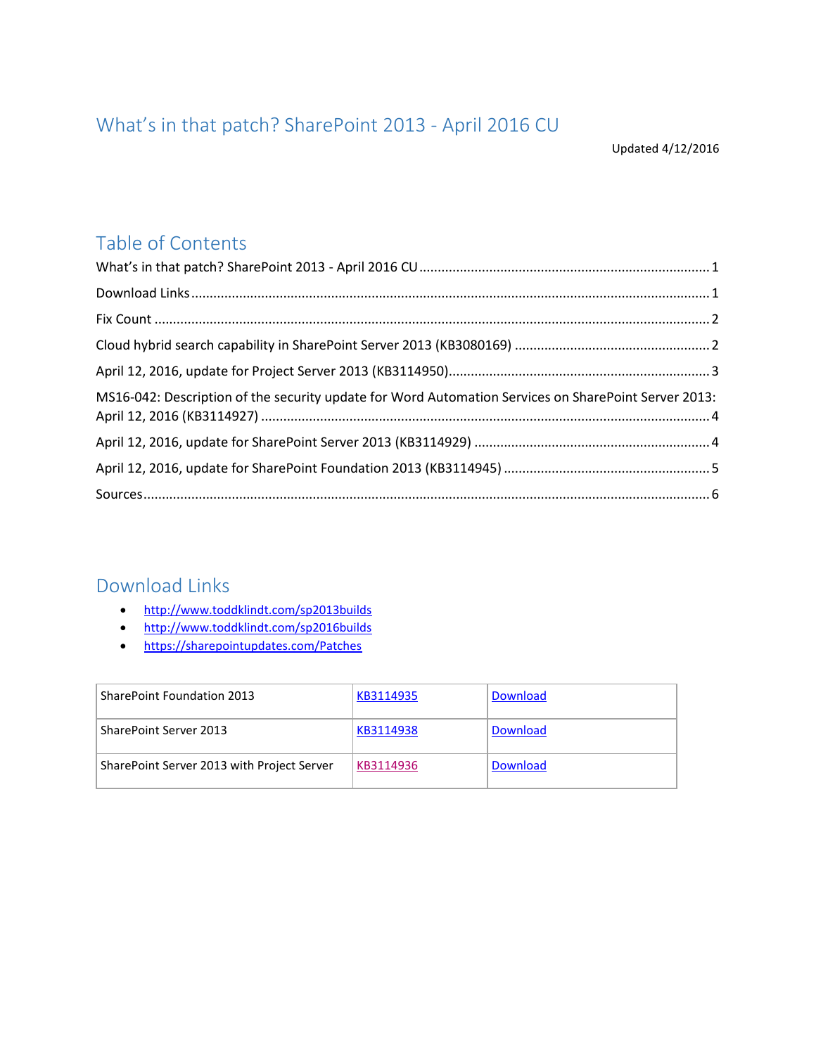# What's in that patch? SharePoint 2013 - April 2016 CU

Updated 4/12/2016

## Table of Contents

What's in that patch? SharePoint 2013 - April 2016 CU ........ 1

Download Links ........ 1

Fix Count ........ 2

Cloud hybrid search capability in SharePoint Server 2013 (KB3080169) ........ 2

April 12, 2016, update for Project Server 2013 (KB3114950) ........ 3

MS16-042: Description of the security update for Word Automation Services on SharePoint Server 2013: April 12, 2016 (KB3114927) ........ 4

April 12, 2016, update for SharePoint Server 2013 (KB3114929) ........ 4

April 12, 2016, update for SharePoint Foundation 2013 (KB3114945) ........ 5

Sources ........ 6

## Download Links

- http://www.toddklindt.com/sp2013builds
- http://www.toddklindt.com/sp2016builds
- https://sharepointupdates.com/Patches

| SharePoint Foundation 2013 | KB3114935 | Download |
|---|---|---|
| SharePoint Server 2013 | KB3114938 | Download |
| SharePoint Server 2013 with Project Server | KB3114936 | Download |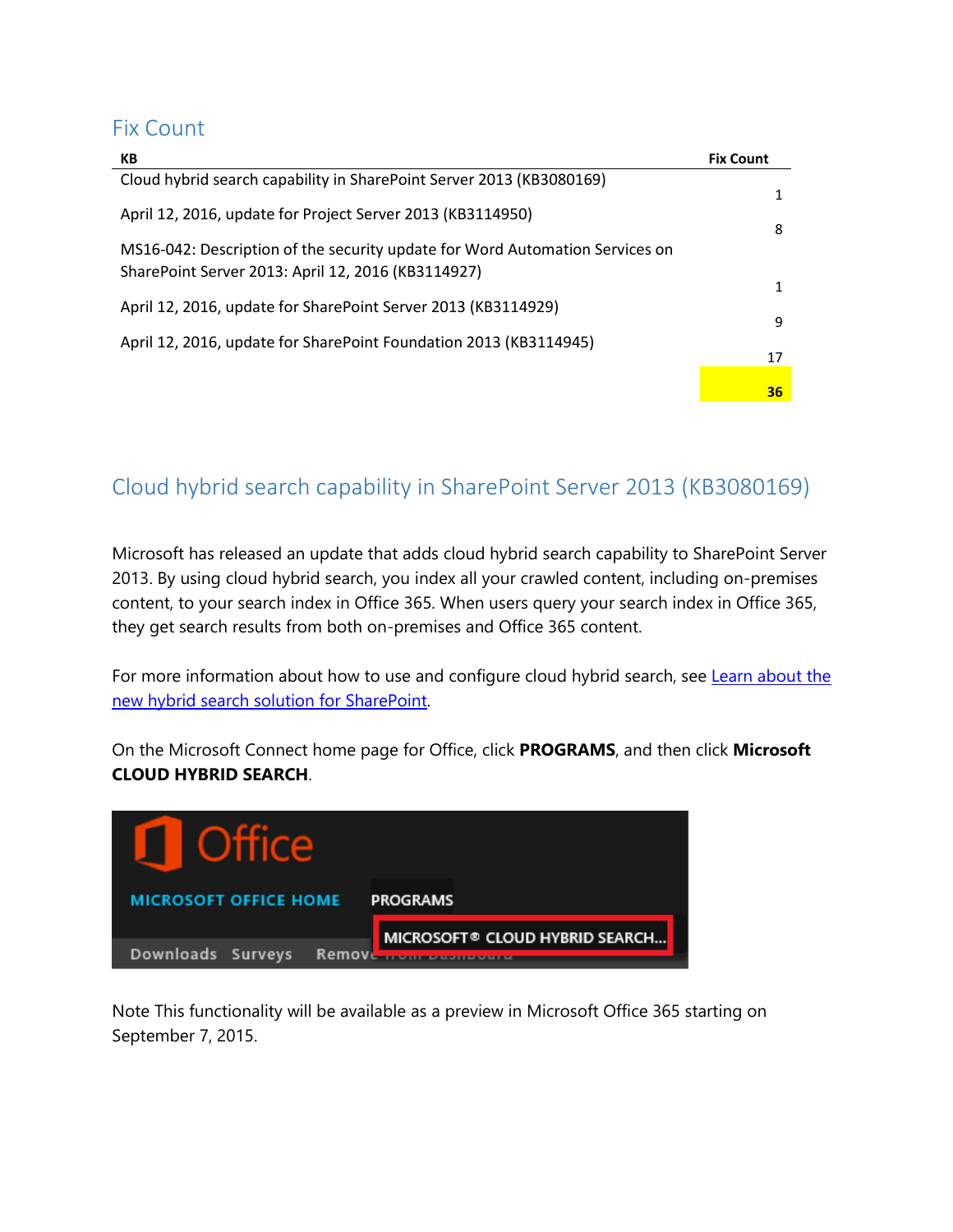## Fix Count

| KB | Fix Count |
| --- | --- |
| Cloud hybrid search capability in SharePoint Server 2013 (KB3080169) | 1 |
| April 12, 2016, update for Project Server 2013 (KB3114950) | 8 |
| MS16-042: Description of the security update for Word Automation Services on SharePoint Server 2013: April 12, 2016 (KB3114927) | 1 |
| April 12, 2016, update for SharePoint Server 2013 (KB3114929) | 9 |
| April 12, 2016, update for SharePoint Foundation 2013 (KB3114945) | 17 |
| | **36** |

## Cloud hybrid search capability in SharePoint Server 2013 (KB3080169)

Microsoft has released an update that adds cloud hybrid search capability to SharePoint Server 2013. By using cloud hybrid search, you index all your crawled content, including on-premises content, to your search index in Office 365. When users query your search index in Office 365, they get search results from both on-premises and Office 365 content.

For more information about how to use and configure cloud hybrid search, see Learn about the new hybrid search solution for SharePoint.

On the Microsoft Connect home page for Office, click **PROGRAMS**, and then click **Microsoft CLOUD HYBRID SEARCH**.

Note This functionality will be available as a preview in Microsoft Office 365 starting on September 7, 2015.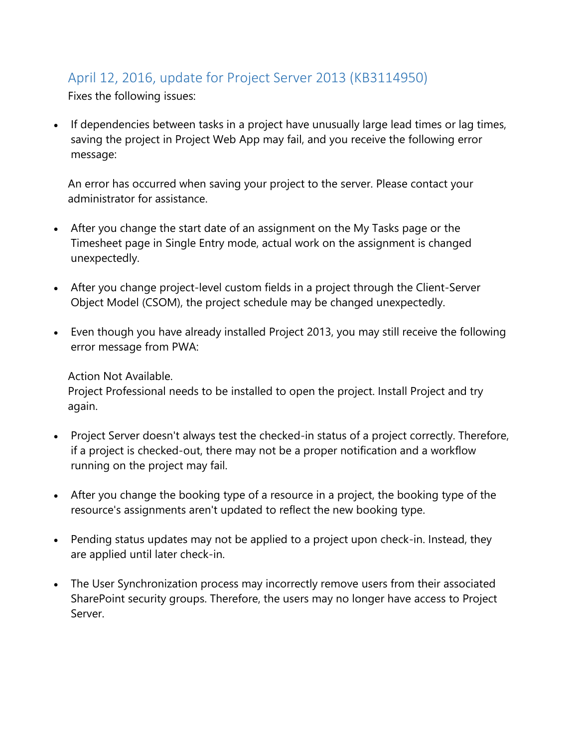## April 12, 2016, update for Project Server 2013 (KB3114950)

Fixes the following issues:

- If dependencies between tasks in a project have unusually large lead times or lag times, saving the project in Project Web App may fail, and you receive the following error message:

  An error has occurred when saving your project to the server. Please contact your administrator for assistance.

- After you change the start date of an assignment on the My Tasks page or the Timesheet page in Single Entry mode, actual work on the assignment is changed unexpectedly.

- After you change project-level custom fields in a project through the Client-Server Object Model (CSOM), the project schedule may be changed unexpectedly.

- Even though you have already installed Project 2013, you may still receive the following error message from PWA:

  Action Not Available.
  Project Professional needs to be installed to open the project. Install Project and try again.

- Project Server doesn't always test the checked-in status of a project correctly. Therefore, if a project is checked-out, there may not be a proper notification and a workflow running on the project may fail.

- After you change the booking type of a resource in a project, the booking type of the resource's assignments aren't updated to reflect the new booking type.

- Pending status updates may not be applied to a project upon check-in. Instead, they are applied until later check-in.

- The User Synchronization process may incorrectly remove users from their associated SharePoint security groups. Therefore, the users may no longer have access to Project Server.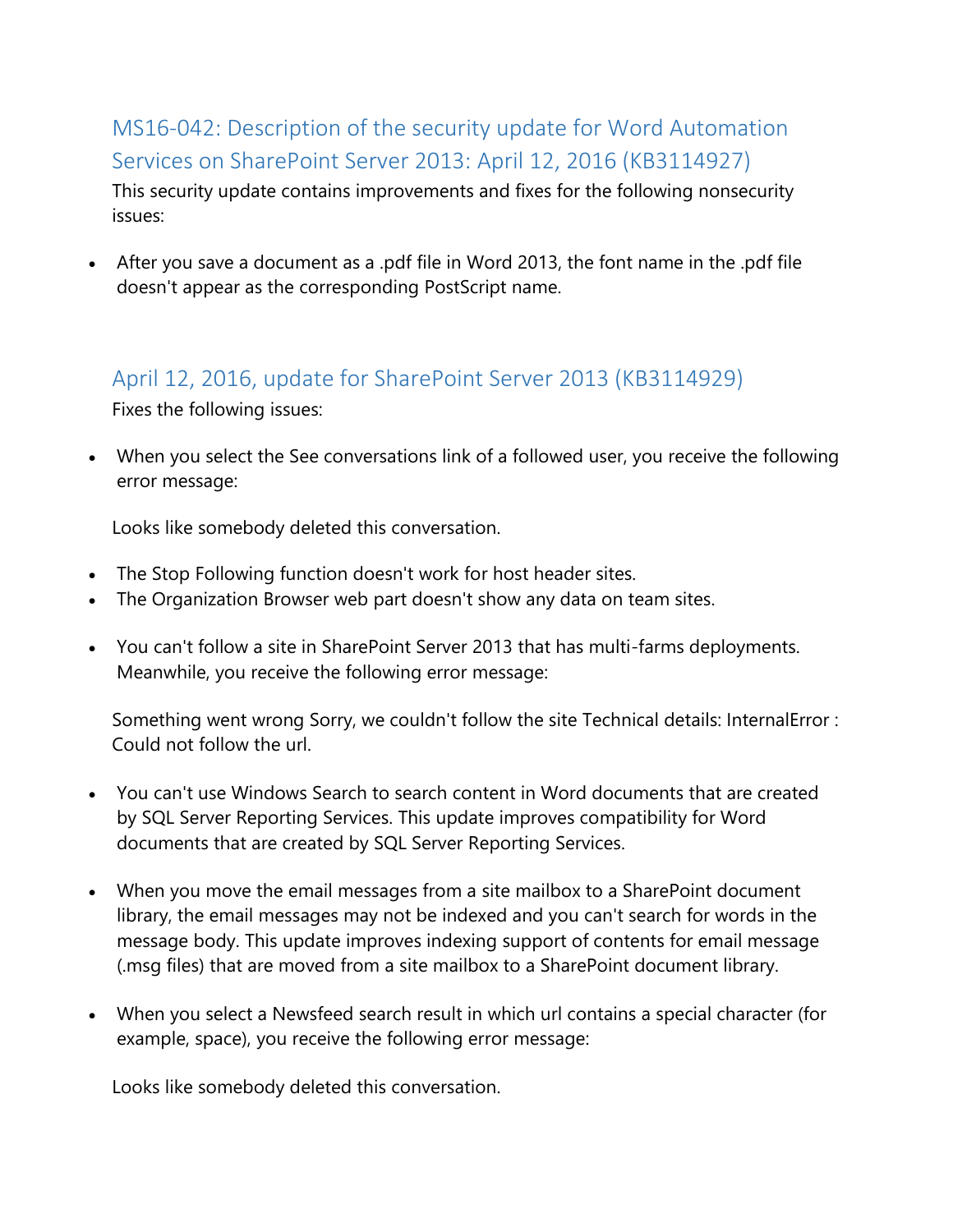## MS16-042: Description of the security update for Word Automation Services on SharePoint Server 2013: April 12, 2016 (KB3114927)

This security update contains improvements and fixes for the following nonsecurity issues:

- After you save a document as a .pdf file in Word 2013, the font name in the .pdf file doesn't appear as the corresponding PostScript name.

## April 12, 2016, update for SharePoint Server 2013 (KB3114929)

Fixes the following issues:

- When you select the See conversations link of a followed user, you receive the following error message:

  Looks like somebody deleted this conversation.

- The Stop Following function doesn't work for host header sites.
- The Organization Browser web part doesn't show any data on team sites.
- You can't follow a site in SharePoint Server 2013 that has multi-farms deployments. Meanwhile, you receive the following error message:

  Something went wrong Sorry, we couldn't follow the site Technical details: InternalError : Could not follow the url.

- You can't use Windows Search to search content in Word documents that are created by SQL Server Reporting Services. This update improves compatibility for Word documents that are created by SQL Server Reporting Services.
- When you move the email messages from a site mailbox to a SharePoint document library, the email messages may not be indexed and you can't search for words in the message body. This update improves indexing support of contents for email message (.msg files) that are moved from a site mailbox to a SharePoint document library.
- When you select a Newsfeed search result in which url contains a special character (for example, space), you receive the following error message:

  Looks like somebody deleted this conversation.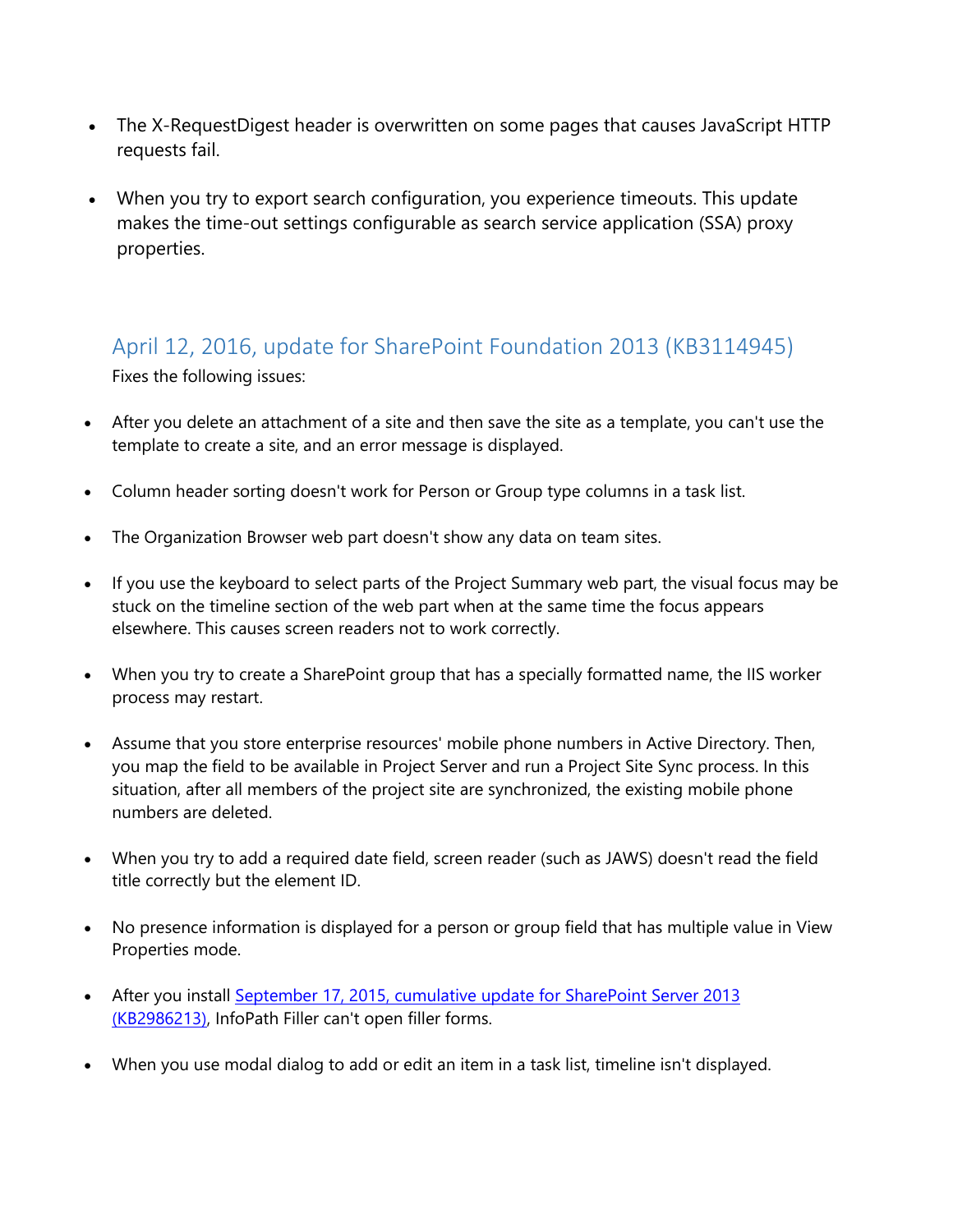- The X-RequestDigest header is overwritten on some pages that causes JavaScript HTTP requests fail.
- When you try to export search configuration, you experience timeouts. This update makes the time-out settings configurable as search service application (SSA) proxy properties.

## April 12, 2016, update for SharePoint Foundation 2013 (KB3114945)

Fixes the following issues:

- After you delete an attachment of a site and then save the site as a template, you can't use the template to create a site, and an error message is displayed.
- Column header sorting doesn't work for Person or Group type columns in a task list.
- The Organization Browser web part doesn't show any data on team sites.
- If you use the keyboard to select parts of the Project Summary web part, the visual focus may be stuck on the timeline section of the web part when at the same time the focus appears elsewhere. This causes screen readers not to work correctly.
- When you try to create a SharePoint group that has a specially formatted name, the IIS worker process may restart.
- Assume that you store enterprise resources' mobile phone numbers in Active Directory. Then, you map the field to be available in Project Server and run a Project Site Sync process. In this situation, after all members of the project site are synchronized, the existing mobile phone numbers are deleted.
- When you try to add a required date field, screen reader (such as JAWS) doesn't read the field title correctly but the element ID.
- No presence information is displayed for a person or group field that has multiple value in View Properties mode.
- After you install September 17, 2015, cumulative update for SharePoint Server 2013 (KB2986213), InfoPath Filler can't open filler forms.
- When you use modal dialog to add or edit an item in a task list, timeline isn't displayed.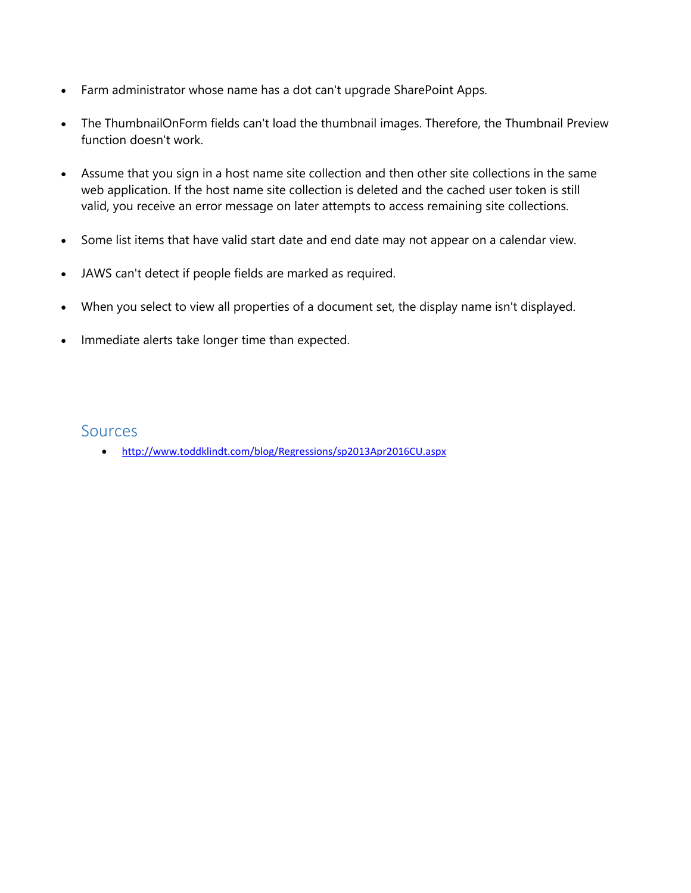- Farm administrator whose name has a dot can't upgrade SharePoint Apps.
- The ThumbnailOnForm fields can't load the thumbnail images. Therefore, the Thumbnail Preview function doesn't work.
- Assume that you sign in a host name site collection and then other site collections in the same web application. If the host name site collection is deleted and the cached user token is still valid, you receive an error message on later attempts to access remaining site collections.
- Some list items that have valid start date and end date may not appear on a calendar view.
- JAWS can't detect if people fields are marked as required.
- When you select to view all properties of a document set, the display name isn't displayed.
- Immediate alerts take longer time than expected.

## Sources

- http://www.toddklindt.com/blog/Regressions/sp2013Apr2016CU.aspx